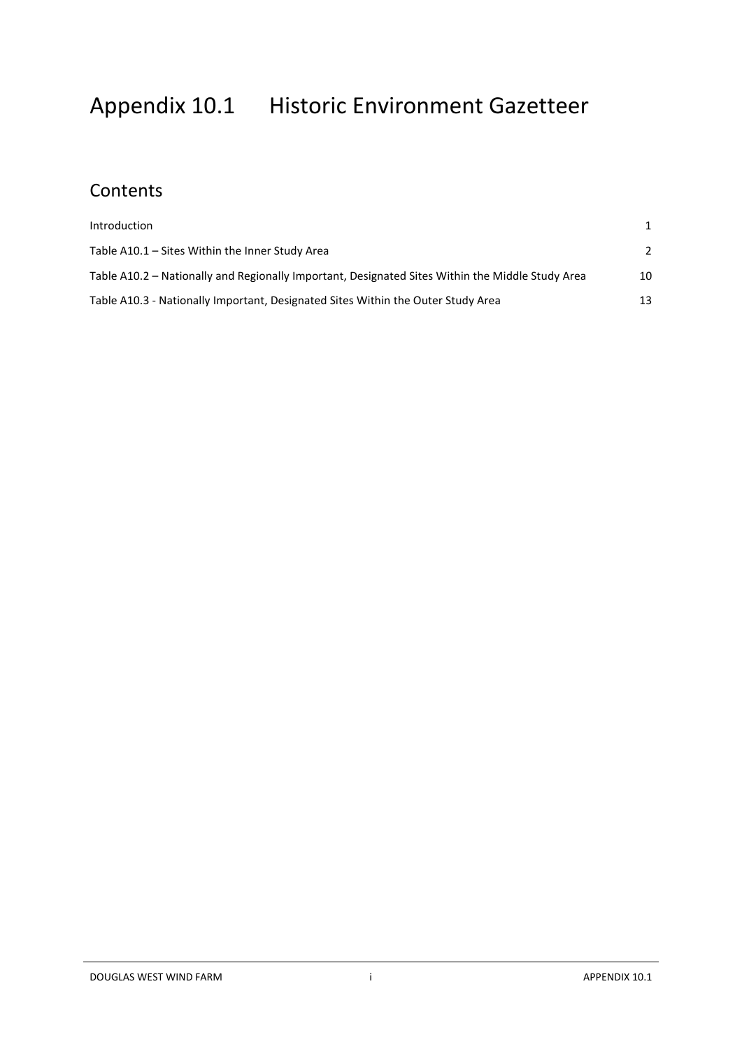# Appendix 10.1 Historic Environment Gazetteer

## Contents

| | |
|---|---|
| Introduction | 1 |
| Table A10.1 – Sites Within the Inner Study Area | 2 |
| Table A10.2 – Nationally and Regionally Important, Designated Sites Within the Middle Study Area | 10 |
| Table A10.3 - Nationally Important, Designated Sites Within the Outer Study Area | 13 |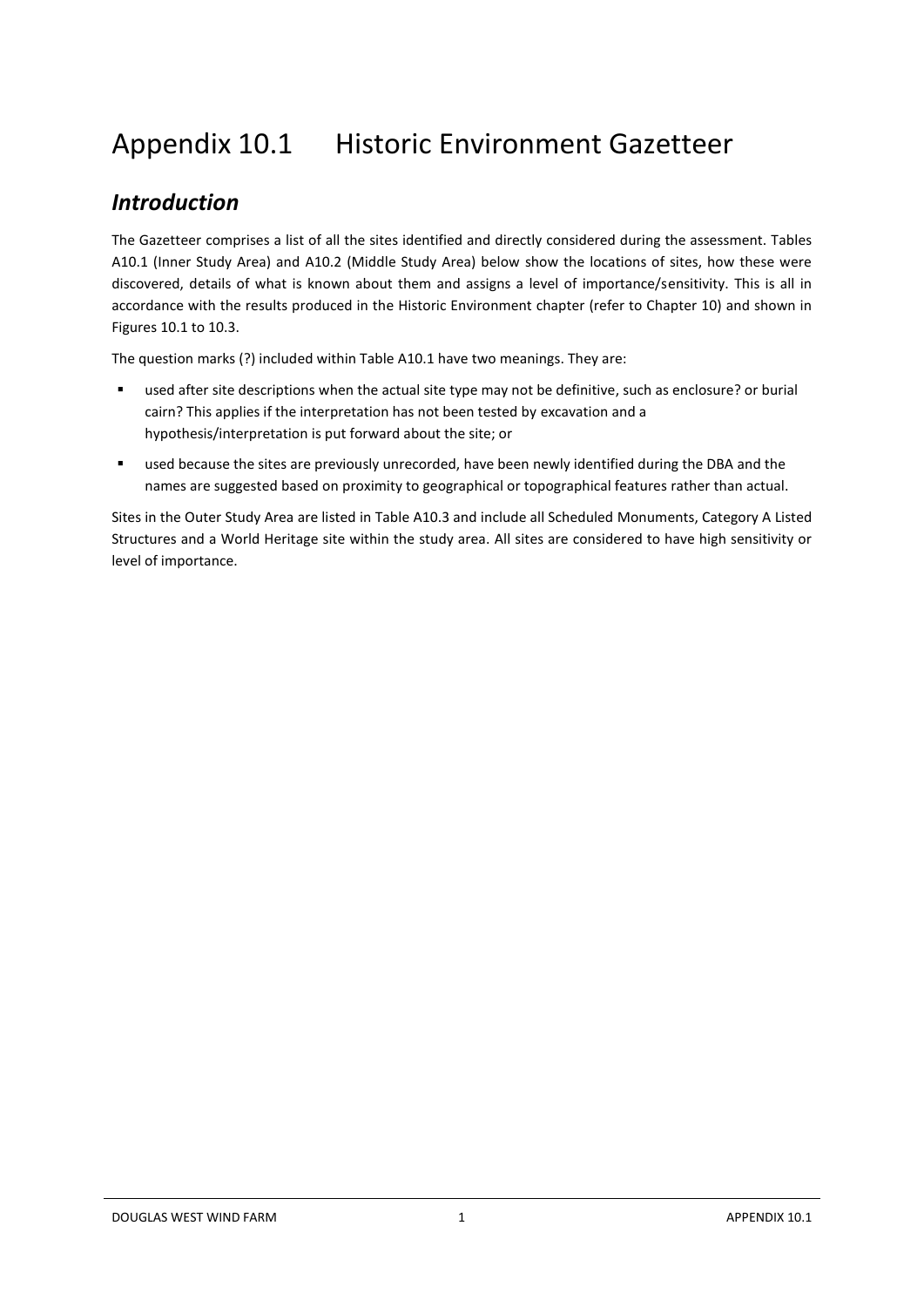# Appendix 10.1 Historic Environment Gazetteer

## *Introduction*

The Gazetteer comprises a list of all the sites identified and directly considered during the assessment. Tables A10.1 (Inner Study Area) and A10.2 (Middle Study Area) below show the locations of sites, how these were discovered, details of what is known about them and assigns a level of importance/sensitivity. This is all in accordance with the results produced in the Historic Environment chapter (refer to Chapter 10) and shown in Figures 10.1 to 10.3.

The question marks (?) included within Table A10.1 have two meanings. They are:

- used after site descriptions when the actual site type may not be definitive, such as enclosure? or burial cairn? This applies if the interpretation has not been tested by excavation and a hypothesis/interpretation is put forward about the site; or
- used because the sites are previously unrecorded, have been newly identified during the DBA and the names are suggested based on proximity to geographical or topographical features rather than actual.

Sites in the Outer Study Area are listed in Table A10.3 and include all Scheduled Monuments, Category A Listed Structures and a World Heritage site within the study area. All sites are considered to have high sensitivity or level of importance.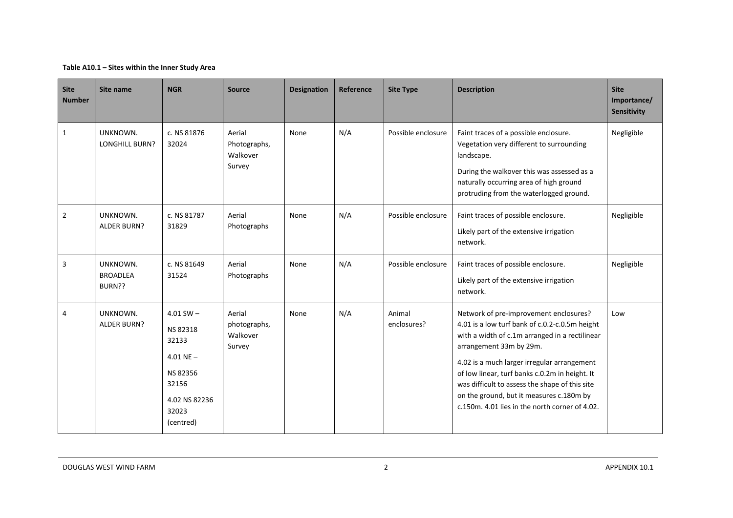**Table A10.1 – Sites within the Inner Study Area**

| Site Number | Site name | NGR | Source | Designation | Reference | Site Type | Description | Site Importance/ Sensitivity |
|---|---|---|---|---|---|---|---|---|
| 1 | UNKNOWN. LONGHILL BURN? | c. NS 81876 32024 | Aerial Photographs, Walkover Survey | None | N/A | Possible enclosure | Faint traces of a possible enclosure. Vegetation very different to surrounding landscape. During the walkover this was assessed as a naturally occurring area of high ground protruding from the waterlogged ground. | Negligible |
| 2 | UNKNOWN. ALDER BURN? | c. NS 81787 31829 | Aerial Photographs | None | N/A | Possible enclosure | Faint traces of possible enclosure. Likely part of the extensive irrigation network. | Negligible |
| 3 | UNKNOWN. BROADLEA BURN?? | c. NS 81649 31524 | Aerial Photographs | None | N/A | Possible enclosure | Faint traces of possible enclosure. Likely part of the extensive irrigation network. | Negligible |
| 4 | UNKNOWN. ALDER BURN? | 4.01 SW – NS 82318 32133 4.01 NE – NS 82356 32156 4.02 NS 82236 32023 (centred) | Aerial photographs, Walkover Survey | None | N/A | Animal enclosures? | Network of pre-improvement enclosures? 4.01 is a low turf bank of c.0.2-c.0.5m height with a width of c.1m arranged in a rectilinear arrangement 33m by 29m. 4.02 is a much larger irregular arrangement of low linear, turf banks c.0.2m in height. It was difficult to assess the shape of this site on the ground, but it measures c.180m by c.150m. 4.01 lies in the north corner of 4.02. | Low |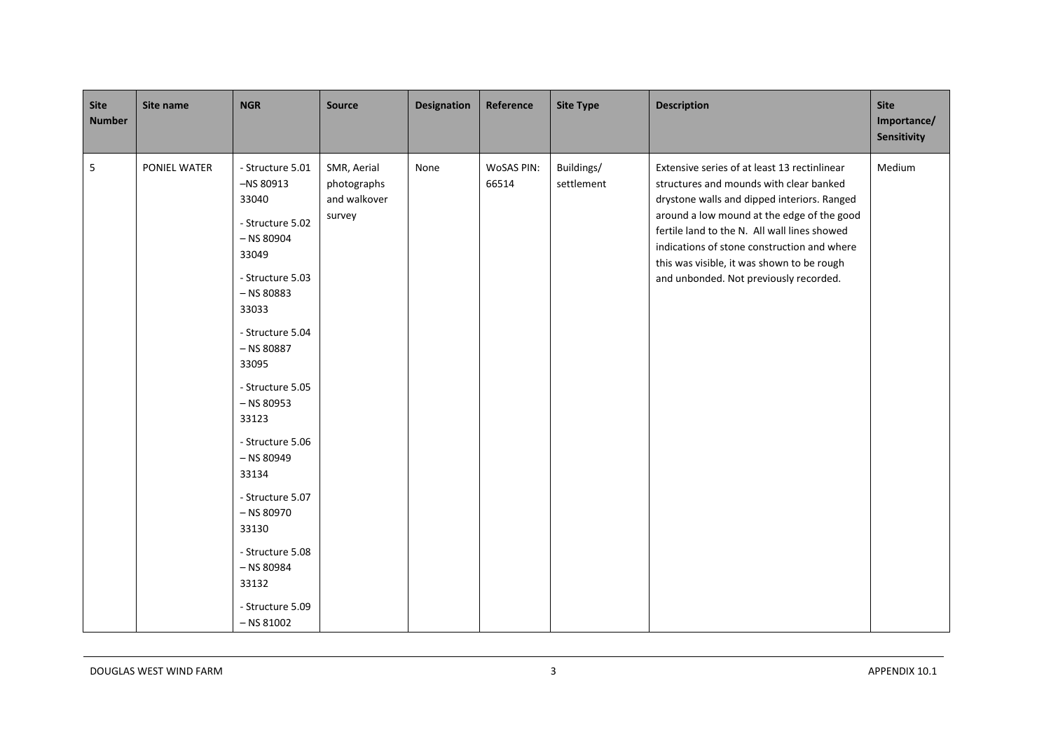| Site Number | Site name | NGR | Source | Designation | Reference | Site Type | Description | Site Importance/ Sensitivity |
|---|---|---|---|---|---|---|---|---|
| 5 | PONIEL WATER | - Structure 5.01 –NS 80913 33040<br>- Structure 5.02 – NS 80904 33049<br>- Structure 5.03 – NS 80883 33033<br>- Structure 5.04 – NS 80887 33095<br>- Structure 5.05 – NS 80953 33123<br>- Structure 5.06 – NS 80949 33134<br>- Structure 5.07 – NS 80970 33130<br>- Structure 5.08 – NS 80984 33132<br>- Structure 5.09 – NS 81002 | SMR, Aerial photographs and walkover survey | None | WoSAS PIN: 66514 | Buildings/ settlement | Extensive series of at least 13 rectinlinear structures and mounds with clear banked drystone walls and dipped interiors. Ranged around a low mound at the edge of the good fertile land to the N. All wall lines showed indications of stone construction and where this was visible, it was shown to be rough and unbonded. Not previously recorded. | Medium |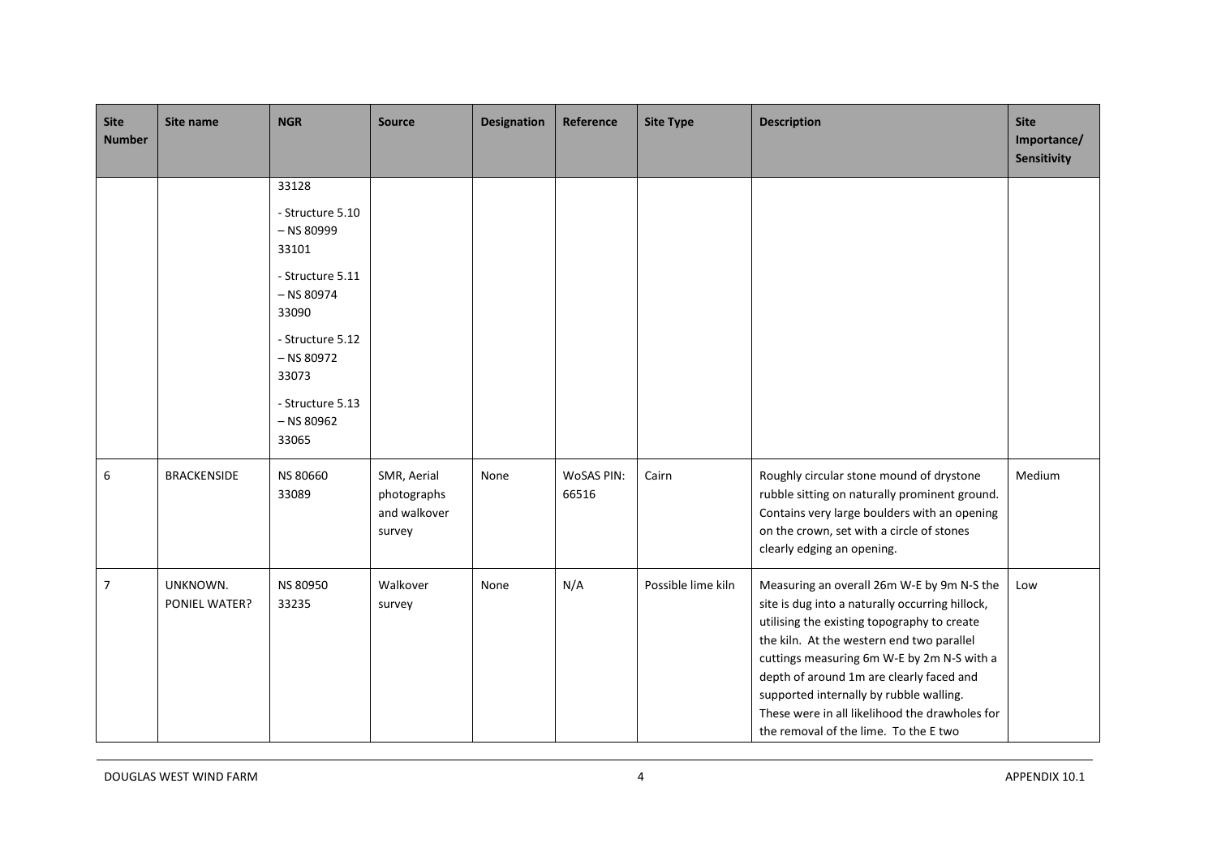| Site Number | Site name | NGR | Source | Designation | Reference | Site Type | Description | Site Importance/ Sensitivity |
|---|---|---|---|---|---|---|---|---|
| | | 33128<br>- Structure 5.10 – NS 80999 33101<br>- Structure 5.11 – NS 80974 33090<br>- Structure 5.12 – NS 80972 33073<br>- Structure 5.13 – NS 80962 33065 | | | | | | |
| 6 | BRACKENSIDE | NS 80660 33089 | SMR, Aerial photographs and walkover survey | None | WoSAS PIN: 66516 | Cairn | Roughly circular stone mound of drystone rubble sitting on naturally prominent ground. Contains very large boulders with an opening on the crown, set with a circle of stones clearly edging an opening. | Medium |
| 7 | UNKNOWN. PONIEL WATER? | NS 80950 33235 | Walkover survey | None | N/A | Possible lime kiln | Measuring an overall 26m W-E by 9m N-S the site is dug into a naturally occurring hillock, utilising the existing topography to create the kiln. At the western end two parallel cuttings measuring 6m W-E by 2m N-S with a depth of around 1m are clearly faced and supported internally by rubble walling. These were in all likelihood the drawholes for the removal of the lime. To the E two | Low |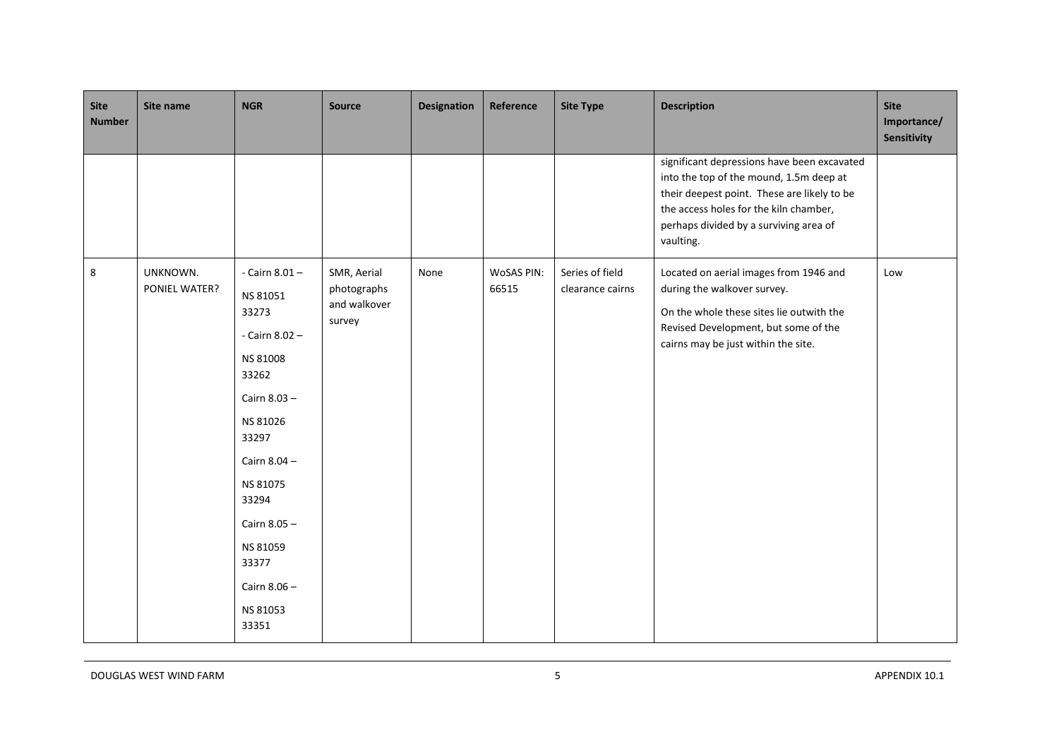| Site Number | Site name | NGR | Source | Designation | Reference | Site Type | Description | Site Importance/ Sensitivity |
|---|---|---|---|---|---|---|---|---|
| | | | | | | | significant depressions have been excavated into the top of the mound, 1.5m deep at their deepest point. These are likely to be the access holes for the kiln chamber, perhaps divided by a surviving area of vaulting. | |
| 8 | UNKNOWN. PONIEL WATER? | - Cairn 8.01 – NS 81051 33273<br>- Cairn 8.02 – NS 81008 33262<br>Cairn 8.03 – NS 81026 33297<br>Cairn 8.04 – NS 81075 33294<br>Cairn 8.05 – NS 81059 33377<br>Cairn 8.06 – NS 81053 33351 | SMR, Aerial photographs and walkover survey | None | WoSAS PIN: 66515 | Series of field clearance cairns | Located on aerial images from 1946 and during the walkover survey.<br>On the whole these sites lie outwith the Revised Development, but some of the cairns may be just within the site. | Low |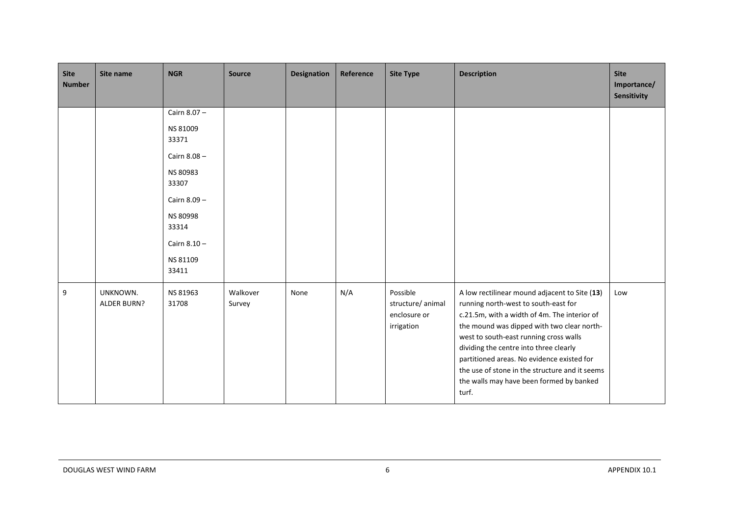| Site Number | Site name | NGR | Source | Designation | Reference | Site Type | Description | Site Importance/ Sensitivity |
|---|---|---|---|---|---|---|---|---|
| | | Cairn 8.07 – NS 81009 33371 Cairn 8.08 – NS 80983 33307 Cairn 8.09 – NS 80998 33314 Cairn 8.10 – NS 81109 33411 | | | | | | |
| 9 | UNKNOWN. ALDER BURN? | NS 81963 31708 | Walkover Survey | None | N/A | Possible structure/ animal enclosure or irrigation | A low rectilinear mound adjacent to Site (**13**) running north-west to south-east for c.21.5m, with a width of 4m. The interior of the mound was dipped with two clear north-west to south-east running cross walls dividing the centre into three clearly partitioned areas. No evidence existed for the use of stone in the structure and it seems the walls may have been formed by banked turf. | Low |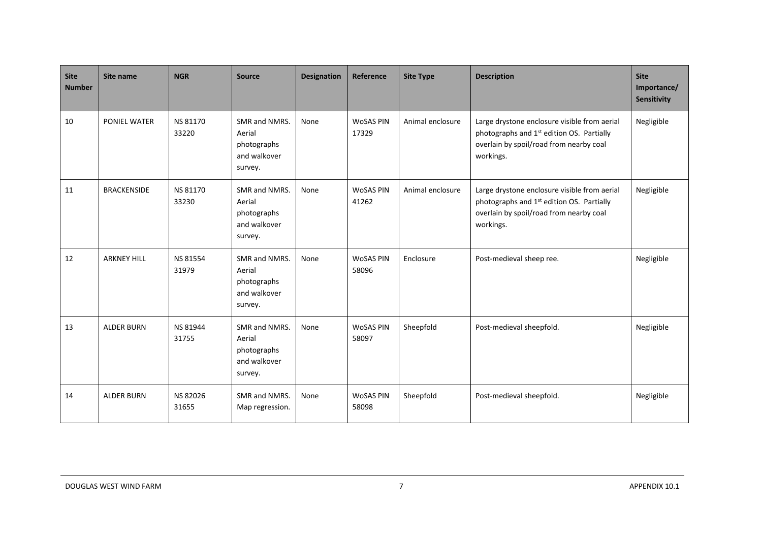| Site Number | Site name | NGR | Source | Designation | Reference | Site Type | Description | Site Importance/ Sensitivity |
|---|---|---|---|---|---|---|---|---|
| 10 | PONIEL WATER | NS 81170 33220 | SMR and NMRS. Aerial photographs and walkover survey. | None | WoSAS PIN 17329 | Animal enclosure | Large drystone enclosure visible from aerial photographs and 1st edition OS. Partially overlain by spoil/road from nearby coal workings. | Negligible |
| 11 | BRACKENSIDE | NS 81170 33230 | SMR and NMRS. Aerial photographs and walkover survey. | None | WoSAS PIN 41262 | Animal enclosure | Large drystone enclosure visible from aerial photographs and 1st edition OS. Partially overlain by spoil/road from nearby coal workings. | Negligible |
| 12 | ARKNEY HILL | NS 81554 31979 | SMR and NMRS. Aerial photographs and walkover survey. | None | WoSAS PIN 58096 | Enclosure | Post-medieval sheep ree. | Negligible |
| 13 | ALDER BURN | NS 81944 31755 | SMR and NMRS. Aerial photographs and walkover survey. | None | WoSAS PIN 58097 | Sheepfold | Post-medieval sheepfold. | Negligible |
| 14 | ALDER BURN | NS 82026 31655 | SMR and NMRS. Map regression. | None | WoSAS PIN 58098 | Sheepfold | Post-medieval sheepfold. | Negligible |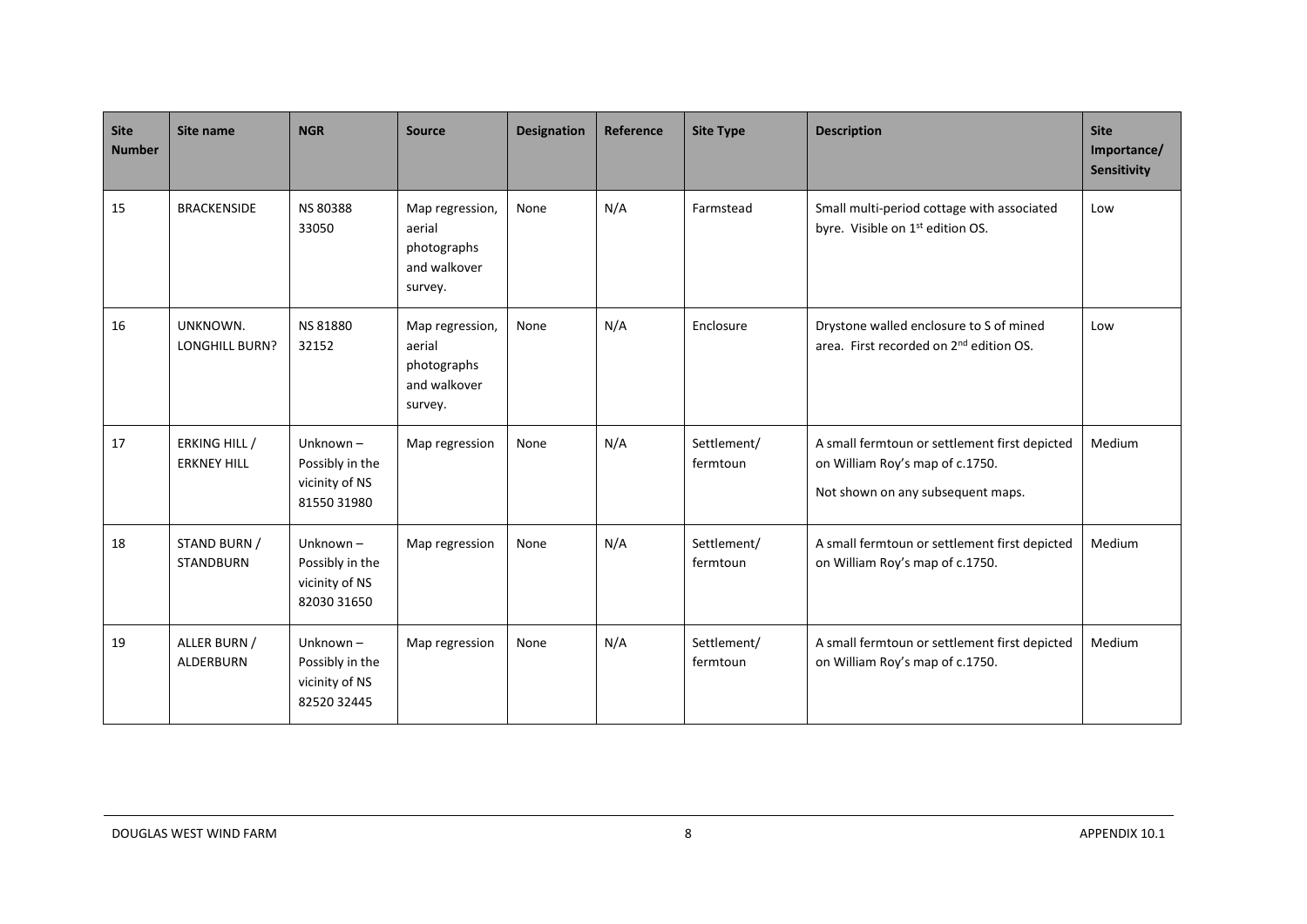| Site Number | Site name | NGR | Source | Designation | Reference | Site Type | Description | Site Importance/ Sensitivity |
|---|---|---|---|---|---|---|---|---|
| 15 | BRACKENSIDE | NS 80388 33050 | Map regression, aerial photographs and walkover survey. | None | N/A | Farmstead | Small multi-period cottage with associated byre. Visible on 1st edition OS. | Low |
| 16 | UNKNOWN. LONGHILL BURN? | NS 81880 32152 | Map regression, aerial photographs and walkover survey. | None | N/A | Enclosure | Drystone walled enclosure to S of mined area. First recorded on 2nd edition OS. | Low |
| 17 | ERKING HILL / ERKNEY HILL | Unknown – Possibly in the vicinity of NS 81550 31980 | Map regression | None | N/A | Settlement/ fermtoun | A small fermtoun or settlement first depicted on William Roy's map of c.1750. Not shown on any subsequent maps. | Medium |
| 18 | STAND BURN / STANDBURN | Unknown – Possibly in the vicinity of NS 82030 31650 | Map regression | None | N/A | Settlement/ fermtoun | A small fermtoun or settlement first depicted on William Roy's map of c.1750. | Medium |
| 19 | ALLER BURN / ALDERBURN | Unknown – Possibly in the vicinity of NS 82520 32445 | Map regression | None | N/A | Settlement/ fermtoun | A small fermtoun or settlement first depicted on William Roy's map of c.1750. | Medium |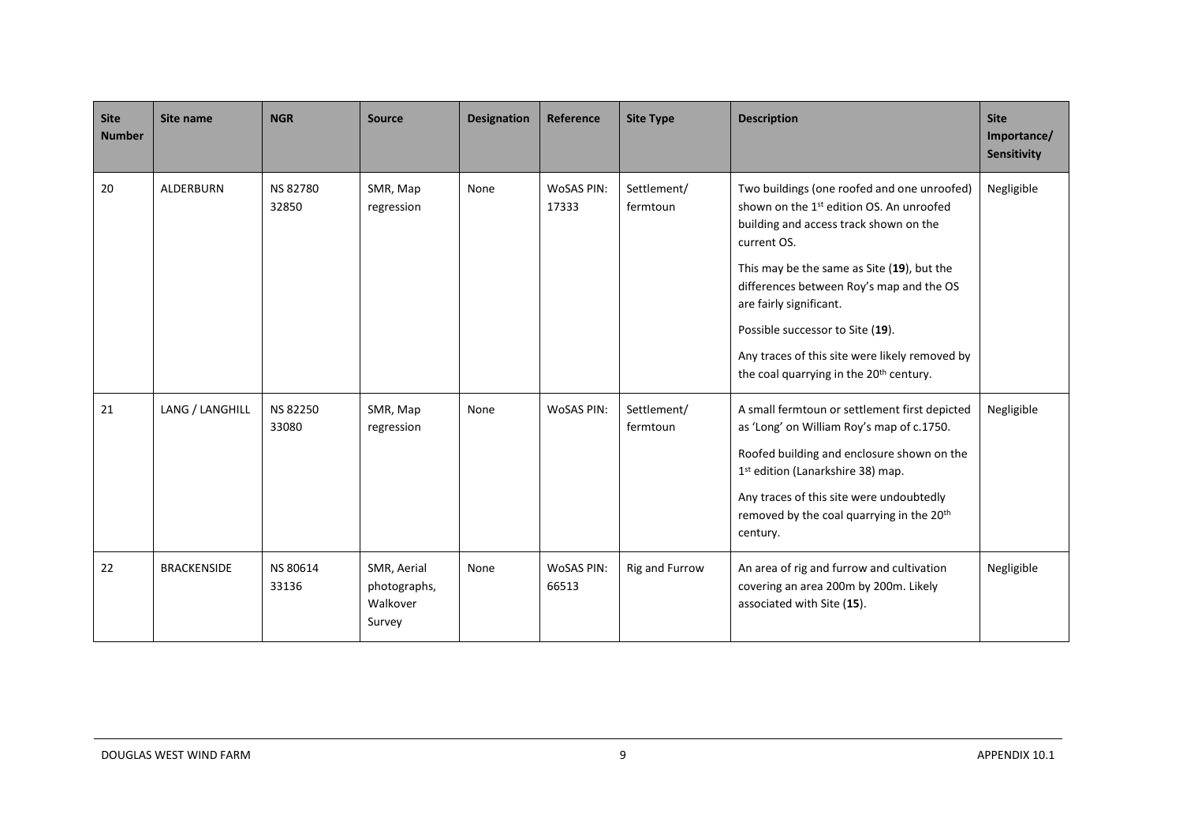| Site Number | Site name | NGR | Source | Designation | Reference | Site Type | Description | Site Importance/ Sensitivity |
|---|---|---|---|---|---|---|---|---|
| 20 | ALDERBURN | NS 82780 32850 | SMR, Map regression | None | WoSAS PIN: 17333 | Settlement/ fermtoun | Two buildings (one roofed and one unroofed) shown on the 1st edition OS. An unroofed building and access track shown on the current OS.<br><br>This may be the same as Site (**19**), but the differences between Roy's map and the OS are fairly significant.<br><br>Possible successor to Site (**19**).<br><br>Any traces of this site were likely removed by the coal quarrying in the 20th century. | Negligible |
| 21 | LANG / LANGHILL | NS 82250 33080 | SMR, Map regression | None | WoSAS PIN: | Settlement/ fermtoun | A small fermtoun or settlement first depicted as 'Long' on William Roy's map of c.1750.<br><br>Roofed building and enclosure shown on the 1st edition (Lanarkshire 38) map.<br><br>Any traces of this site were undoubtedly removed by the coal quarrying in the 20th century. | Negligible |
| 22 | BRACKENSIDE | NS 80614 33136 | SMR, Aerial photographs, Walkover Survey | None | WoSAS PIN: 66513 | Rig and Furrow | An area of rig and furrow and cultivation covering an area 200m by 200m. Likely associated with Site (**15**). | Negligible |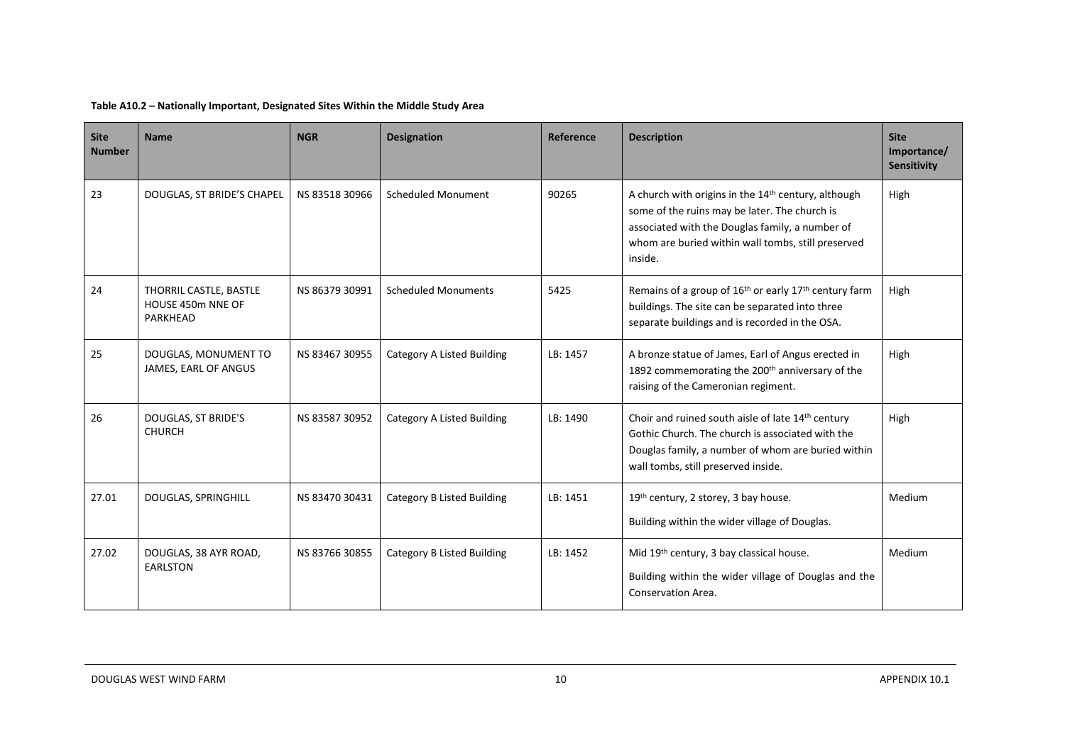**Table A10.2 – Nationally Important, Designated Sites Within the Middle Study Area**

| Site Number | Name | NGR | Designation | Reference | Description | Site Importance/ Sensitivity |
|---|---|---|---|---|---|---|
| 23 | DOUGLAS, ST BRIDE'S CHAPEL | NS 83518 30966 | Scheduled Monument | 90265 | A church with origins in the 14th century, although some of the ruins may be later. The church is associated with the Douglas family, a number of whom are buried within wall tombs, still preserved inside. | High |
| 24 | THORRIL CASTLE, BASTLE HOUSE 450m NNE OF PARKHEAD | NS 86379 30991 | Scheduled Monuments | 5425 | Remains of a group of 16th or early 17th century farm buildings. The site can be separated into three separate buildings and is recorded in the OSA. | High |
| 25 | DOUGLAS, MONUMENT TO JAMES, EARL OF ANGUS | NS 83467 30955 | Category A Listed Building | LB: 1457 | A bronze statue of James, Earl of Angus erected in 1892 commemorating the 200th anniversary of the raising of the Cameronian regiment. | High |
| 26 | DOUGLAS, ST BRIDE'S CHURCH | NS 83587 30952 | Category A Listed Building | LB: 1490 | Choir and ruined south aisle of late 14th century Gothic Church. The church is associated with the Douglas family, a number of whom are buried within wall tombs, still preserved inside. | High |
| 27.01 | DOUGLAS, SPRINGHILL | NS 83470 30431 | Category B Listed Building | LB: 1451 | 19th century, 2 storey, 3 bay house.<br><br>Building within the wider village of Douglas. | Medium |
| 27.02 | DOUGLAS, 38 AYR ROAD, EARLSTON | NS 83766 30855 | Category B Listed Building | LB: 1452 | Mid 19th century, 3 bay classical house.<br><br>Building within the wider village of Douglas and the Conservation Area. | Medium |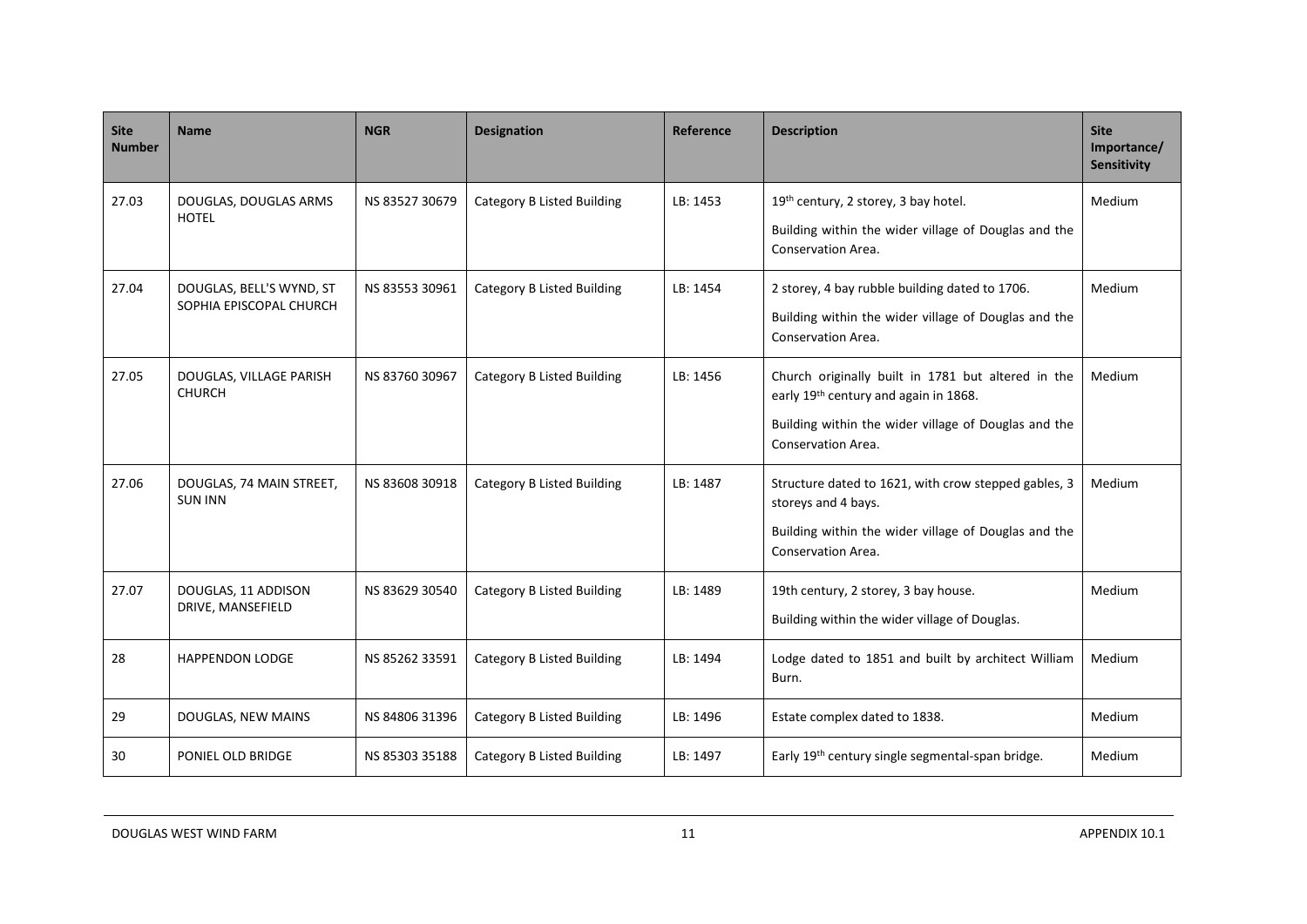| Site Number | Name | NGR | Designation | Reference | Description | Site Importance/ Sensitivity |
|---|---|---|---|---|---|---|
| 27.03 | DOUGLAS, DOUGLAS ARMS HOTEL | NS 83527 30679 | Category B Listed Building | LB: 1453 | 19th century, 2 storey, 3 bay hotel.<br><br>Building within the wider village of Douglas and the Conservation Area. | Medium |
| 27.04 | DOUGLAS, BELL'S WYND, ST SOPHIA EPISCOPAL CHURCH | NS 83553 30961 | Category B Listed Building | LB: 1454 | 2 storey, 4 bay rubble building dated to 1706.<br><br>Building within the wider village of Douglas and the Conservation Area. | Medium |
| 27.05 | DOUGLAS, VILLAGE PARISH CHURCH | NS 83760 30967 | Category B Listed Building | LB: 1456 | Church originally built in 1781 but altered in the early 19th century and again in 1868.<br><br>Building within the wider village of Douglas and the Conservation Area. | Medium |
| 27.06 | DOUGLAS, 74 MAIN STREET, SUN INN | NS 83608 30918 | Category B Listed Building | LB: 1487 | Structure dated to 1621, with crow stepped gables, 3 storeys and 4 bays.<br><br>Building within the wider village of Douglas and the Conservation Area. | Medium |
| 27.07 | DOUGLAS, 11 ADDISON DRIVE, MANSEFIELD | NS 83629 30540 | Category B Listed Building | LB: 1489 | 19th century, 2 storey, 3 bay house.<br><br>Building within the wider village of Douglas. | Medium |
| 28 | HAPPENDON LODGE | NS 85262 33591 | Category B Listed Building | LB: 1494 | Lodge dated to 1851 and built by architect William Burn. | Medium |
| 29 | DOUGLAS, NEW MAINS | NS 84806 31396 | Category B Listed Building | LB: 1496 | Estate complex dated to 1838. | Medium |
| 30 | PONIEL OLD BRIDGE | NS 85303 35188 | Category B Listed Building | LB: 1497 | Early 19th century single segmental-span bridge. | Medium |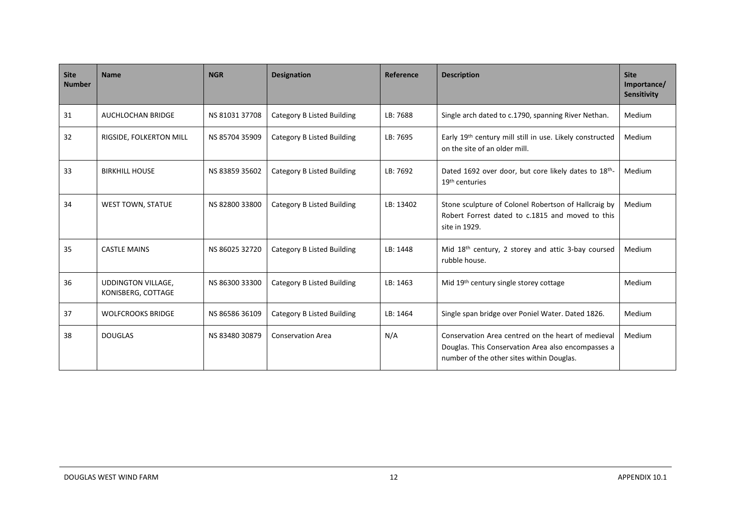| Site Number | Name | NGR | Designation | Reference | Description | Site Importance/ Sensitivity |
|---|---|---|---|---|---|---|
| 31 | AUCHLOCHAN BRIDGE | NS 81031 37708 | Category B Listed Building | LB: 7688 | Single arch dated to c.1790, spanning River Nethan. | Medium |
| 32 | RIGSIDE, FOLKERTON MILL | NS 85704 35909 | Category B Listed Building | LB: 7695 | Early 19th century mill still in use. Likely constructed on the site of an older mill. | Medium |
| 33 | BIRKHILL HOUSE | NS 83859 35602 | Category B Listed Building | LB: 7692 | Dated 1692 over door, but core likely dates to 18th-19th centuries | Medium |
| 34 | WEST TOWN, STATUE | NS 82800 33800 | Category B Listed Building | LB: 13402 | Stone sculpture of Colonel Robertson of Hallcraig by Robert Forrest dated to c.1815 and moved to this site in 1929. | Medium |
| 35 | CASTLE MAINS | NS 86025 32720 | Category B Listed Building | LB: 1448 | Mid 18th century, 2 storey and attic 3-bay coursed rubble house. | Medium |
| 36 | UDDINGTON VILLAGE, KONISBERG, COTTAGE | NS 86300 33300 | Category B Listed Building | LB: 1463 | Mid 19th century single storey cottage | Medium |
| 37 | WOLFCROOKS BRIDGE | NS 86586 36109 | Category B Listed Building | LB: 1464 | Single span bridge over Poniel Water. Dated 1826. | Medium |
| 38 | DOUGLAS | NS 83480 30879 | Conservation Area | N/A | Conservation Area centred on the heart of medieval Douglas. This Conservation Area also encompasses a number of the other sites within Douglas. | Medium |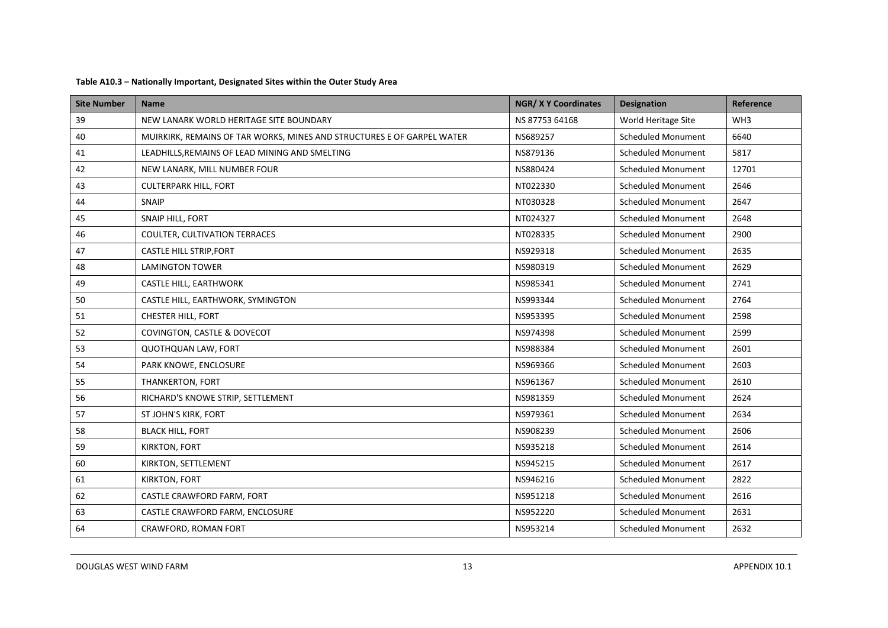**Table A10.3 – Nationally Important, Designated Sites within the Outer Study Area**

| Site Number | Name | NGR/ X Y Coordinates | Designation | Reference |
|---|---|---|---|---|
| 39 | NEW LANARK WORLD HERITAGE SITE BOUNDARY | NS 87753 64168 | World Heritage Site | WH3 |
| 40 | MUIRKIRK, REMAINS OF TAR WORKS, MINES AND STRUCTURES E OF GARPEL WATER | NS689257 | Scheduled Monument | 6640 |
| 41 | LEADHILLS,REMAINS OF LEAD MINING AND SMELTING | NS879136 | Scheduled Monument | 5817 |
| 42 | NEW LANARK, MILL NUMBER FOUR | NS880424 | Scheduled Monument | 12701 |
| 43 | CULTERPARK HILL, FORT | NT022330 | Scheduled Monument | 2646 |
| 44 | SNAIP | NT030328 | Scheduled Monument | 2647 |
| 45 | SNAIP HILL, FORT | NT024327 | Scheduled Monument | 2648 |
| 46 | COULTER, CULTIVATION TERRACES | NT028335 | Scheduled Monument | 2900 |
| 47 | CASTLE HILL STRIP,FORT | NS929318 | Scheduled Monument | 2635 |
| 48 | LAMINGTON TOWER | NS980319 | Scheduled Monument | 2629 |
| 49 | CASTLE HILL, EARTHWORK | NS985341 | Scheduled Monument | 2741 |
| 50 | CASTLE HILL, EARTHWORK, SYMINGTON | NS993344 | Scheduled Monument | 2764 |
| 51 | CHESTER HILL, FORT | NS953395 | Scheduled Monument | 2598 |
| 52 | COVINGTON, CASTLE & DOVECOT | NS974398 | Scheduled Monument | 2599 |
| 53 | QUOTHQUAN LAW, FORT | NS988384 | Scheduled Monument | 2601 |
| 54 | PARK KNOWE, ENCLOSURE | NS969366 | Scheduled Monument | 2603 |
| 55 | THANKERTON, FORT | NS961367 | Scheduled Monument | 2610 |
| 56 | RICHARD'S KNOWE STRIP, SETTLEMENT | NS981359 | Scheduled Monument | 2624 |
| 57 | ST JOHN'S KIRK, FORT | NS979361 | Scheduled Monument | 2634 |
| 58 | BLACK HILL, FORT | NS908239 | Scheduled Monument | 2606 |
| 59 | KIRKTON, FORT | NS935218 | Scheduled Monument | 2614 |
| 60 | KIRKTON, SETTLEMENT | NS945215 | Scheduled Monument | 2617 |
| 61 | KIRKTON, FORT | NS946216 | Scheduled Monument | 2822 |
| 62 | CASTLE CRAWFORD FARM, FORT | NS951218 | Scheduled Monument | 2616 |
| 63 | CASTLE CRAWFORD FARM, ENCLOSURE | NS952220 | Scheduled Monument | 2631 |
| 64 | CRAWFORD, ROMAN FORT | NS953214 | Scheduled Monument | 2632 |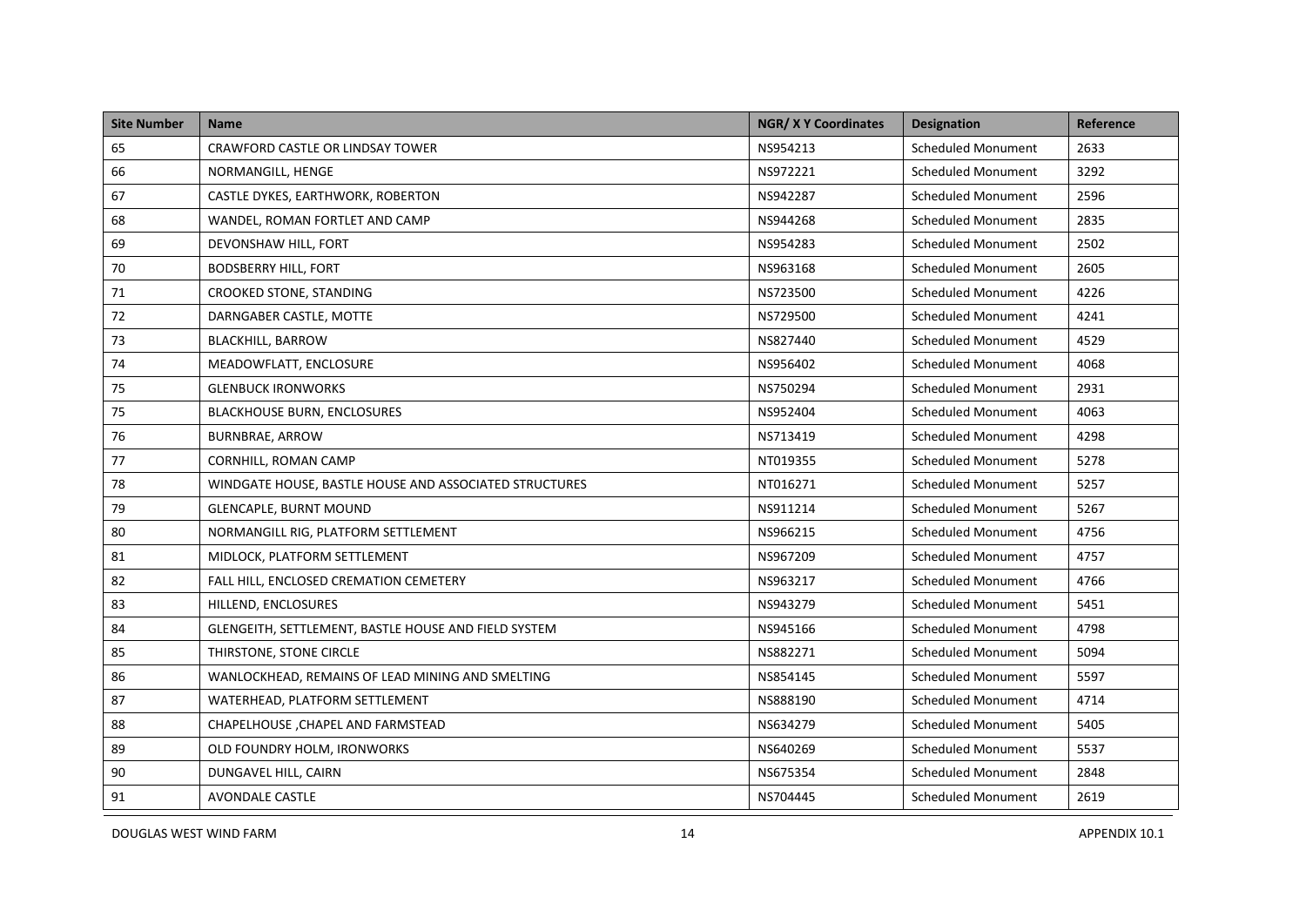| Site Number | Name | NGR/ X Y Coordinates | Designation | Reference |
|---|---|---|---|---|
| 65 | CRAWFORD CASTLE OR LINDSAY TOWER | NS954213 | Scheduled Monument | 2633 |
| 66 | NORMANGILL, HENGE | NS972221 | Scheduled Monument | 3292 |
| 67 | CASTLE DYKES, EARTHWORK, ROBERTON | NS942287 | Scheduled Monument | 2596 |
| 68 | WANDEL, ROMAN FORTLET AND CAMP | NS944268 | Scheduled Monument | 2835 |
| 69 | DEVONSHAW HILL, FORT | NS954283 | Scheduled Monument | 2502 |
| 70 | BODSBERRY HILL, FORT | NS963168 | Scheduled Monument | 2605 |
| 71 | CROOKED STONE, STANDING | NS723500 | Scheduled Monument | 4226 |
| 72 | DARNGABER CASTLE, MOTTE | NS729500 | Scheduled Monument | 4241 |
| 73 | BLACKHILL, BARROW | NS827440 | Scheduled Monument | 4529 |
| 74 | MEADOWFLATT, ENCLOSURE | NS956402 | Scheduled Monument | 4068 |
| 75 | GLENBUCK IRONWORKS | NS750294 | Scheduled Monument | 2931 |
| 75 | BLACKHOUSE BURN, ENCLOSURES | NS952404 | Scheduled Monument | 4063 |
| 76 | BURNBRAE, ARROW | NS713419 | Scheduled Monument | 4298 |
| 77 | CORNHILL, ROMAN CAMP | NT019355 | Scheduled Monument | 5278 |
| 78 | WINDGATE HOUSE, BASTLE HOUSE AND ASSOCIATED STRUCTURES | NT016271 | Scheduled Monument | 5257 |
| 79 | GLENCAPLE, BURNT MOUND | NS911214 | Scheduled Monument | 5267 |
| 80 | NORMANGILL RIG, PLATFORM SETTLEMENT | NS966215 | Scheduled Monument | 4756 |
| 81 | MIDLOCK, PLATFORM SETTLEMENT | NS967209 | Scheduled Monument | 4757 |
| 82 | FALL HILL, ENCLOSED CREMATION CEMETERY | NS963217 | Scheduled Monument | 4766 |
| 83 | HILLEND, ENCLOSURES | NS943279 | Scheduled Monument | 5451 |
| 84 | GLENGEITH, SETTLEMENT, BASTLE HOUSE AND FIELD SYSTEM | NS945166 | Scheduled Monument | 4798 |
| 85 | THIRSTONE, STONE CIRCLE | NS882271 | Scheduled Monument | 5094 |
| 86 | WANLOCKHEAD, REMAINS OF LEAD MINING AND SMELTING | NS854145 | Scheduled Monument | 5597 |
| 87 | WATERHEAD, PLATFORM SETTLEMENT | NS888190 | Scheduled Monument | 4714 |
| 88 | CHAPELHOUSE ,CHAPEL AND FARMSTEAD | NS634279 | Scheduled Monument | 5405 |
| 89 | OLD FOUNDRY HOLM, IRONWORKS | NS640269 | Scheduled Monument | 5537 |
| 90 | DUNGAVEL HILL, CAIRN | NS675354 | Scheduled Monument | 2848 |
| 91 | AVONDALE CASTLE | NS704445 | Scheduled Monument | 2619 |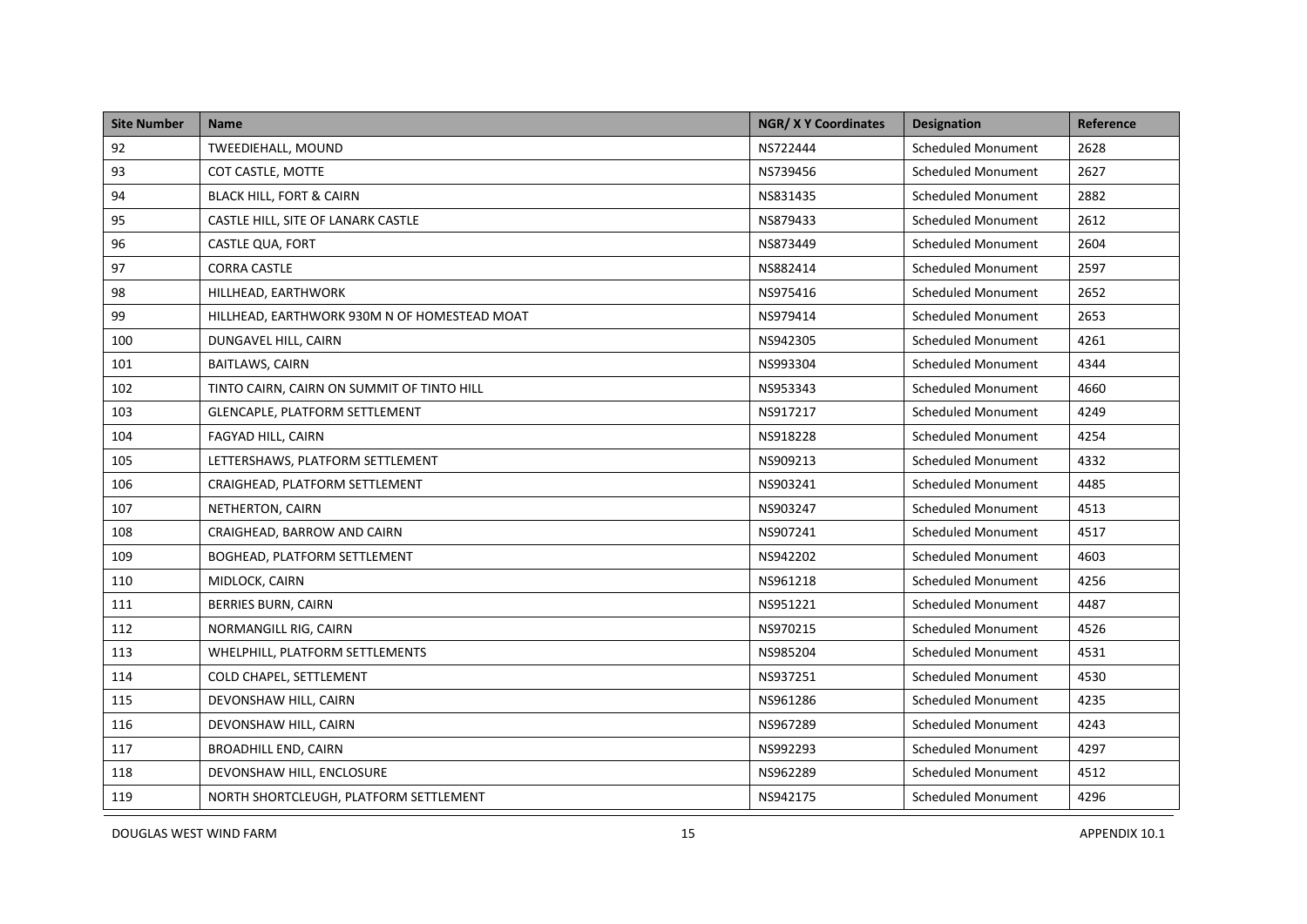| Site Number | Name | NGR/ X Y Coordinates | Designation | Reference |
|---|---|---|---|---|
| 92 | TWEEDIEHALL, MOUND | NS722444 | Scheduled Monument | 2628 |
| 93 | COT CASTLE, MOTTE | NS739456 | Scheduled Monument | 2627 |
| 94 | BLACK HILL, FORT & CAIRN | NS831435 | Scheduled Monument | 2882 |
| 95 | CASTLE HILL, SITE OF LANARK CASTLE | NS879433 | Scheduled Monument | 2612 |
| 96 | CASTLE QUA, FORT | NS873449 | Scheduled Monument | 2604 |
| 97 | CORRA CASTLE | NS882414 | Scheduled Monument | 2597 |
| 98 | HILLHEAD, EARTHWORK | NS975416 | Scheduled Monument | 2652 |
| 99 | HILLHEAD, EARTHWORK 930M N OF HOMESTEAD MOAT | NS979414 | Scheduled Monument | 2653 |
| 100 | DUNGAVEL HILL, CAIRN | NS942305 | Scheduled Monument | 4261 |
| 101 | BAITLAWS, CAIRN | NS993304 | Scheduled Monument | 4344 |
| 102 | TINTO CAIRN, CAIRN ON SUMMIT OF TINTO HILL | NS953343 | Scheduled Monument | 4660 |
| 103 | GLENCAPLE, PLATFORM SETTLEMENT | NS917217 | Scheduled Monument | 4249 |
| 104 | FAGYAD HILL, CAIRN | NS918228 | Scheduled Monument | 4254 |
| 105 | LETTERSHAWS, PLATFORM SETTLEMENT | NS909213 | Scheduled Monument | 4332 |
| 106 | CRAIGHEAD, PLATFORM SETTLEMENT | NS903241 | Scheduled Monument | 4485 |
| 107 | NETHERTON, CAIRN | NS903247 | Scheduled Monument | 4513 |
| 108 | CRAIGHEAD, BARROW AND CAIRN | NS907241 | Scheduled Monument | 4517 |
| 109 | BOGHEAD, PLATFORM SETTLEMENT | NS942202 | Scheduled Monument | 4603 |
| 110 | MIDLOCK, CAIRN | NS961218 | Scheduled Monument | 4256 |
| 111 | BERRIES BURN, CAIRN | NS951221 | Scheduled Monument | 4487 |
| 112 | NORMANGILL RIG, CAIRN | NS970215 | Scheduled Monument | 4526 |
| 113 | WHELPHILL, PLATFORM SETTLEMENTS | NS985204 | Scheduled Monument | 4531 |
| 114 | COLD CHAPEL, SETTLEMENT | NS937251 | Scheduled Monument | 4530 |
| 115 | DEVONSHAW HILL, CAIRN | NS961286 | Scheduled Monument | 4235 |
| 116 | DEVONSHAW HILL, CAIRN | NS967289 | Scheduled Monument | 4243 |
| 117 | BROADHILL END, CAIRN | NS992293 | Scheduled Monument | 4297 |
| 118 | DEVONSHAW HILL, ENCLOSURE | NS962289 | Scheduled Monument | 4512 |
| 119 | NORTH SHORTCLEUGH, PLATFORM SETTLEMENT | NS942175 | Scheduled Monument | 4296 |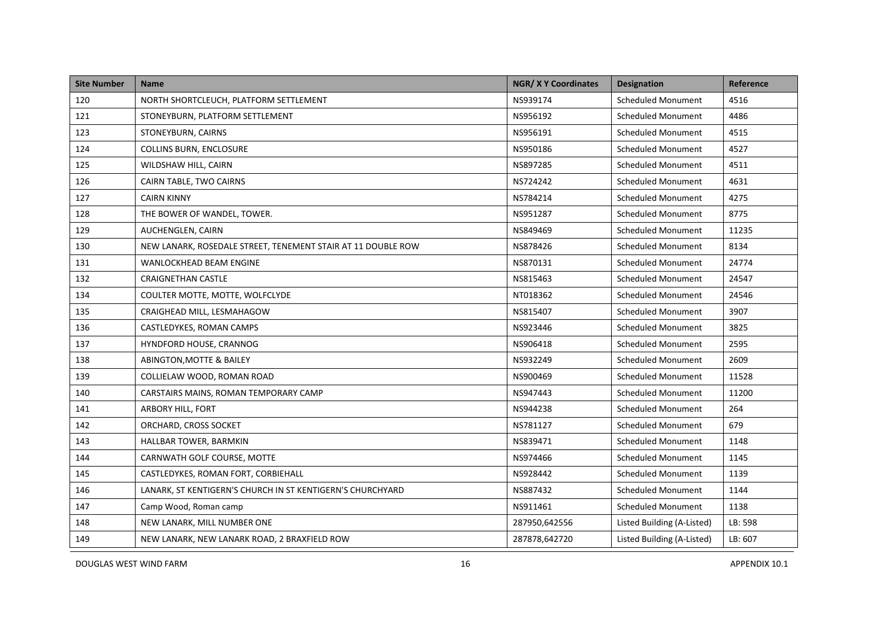| Site Number | Name | NGR/ X Y Coordinates | Designation | Reference |
|---|---|---|---|---|
| 120 | NORTH SHORTCLEUCH, PLATFORM SETTLEMENT | NS939174 | Scheduled Monument | 4516 |
| 121 | STONEYBURN, PLATFORM SETTLEMENT | NS956192 | Scheduled Monument | 4486 |
| 123 | STONEYBURN, CAIRNS | NS956191 | Scheduled Monument | 4515 |
| 124 | COLLINS BURN, ENCLOSURE | NS950186 | Scheduled Monument | 4527 |
| 125 | WILDSHAW HILL, CAIRN | NS897285 | Scheduled Monument | 4511 |
| 126 | CAIRN TABLE, TWO CAIRNS | NS724242 | Scheduled Monument | 4631 |
| 127 | CAIRN KINNY | NS784214 | Scheduled Monument | 4275 |
| 128 | THE BOWER OF WANDEL, TOWER. | NS951287 | Scheduled Monument | 8775 |
| 129 | AUCHENGLEN, CAIRN | NS849469 | Scheduled Monument | 11235 |
| 130 | NEW LANARK, ROSEDALE STREET, TENEMENT STAIR AT 11 DOUBLE ROW | NS878426 | Scheduled Monument | 8134 |
| 131 | WANLOCKHEAD BEAM ENGINE | NS870131 | Scheduled Monument | 24774 |
| 132 | CRAIGNETHAN CASTLE | NS815463 | Scheduled Monument | 24547 |
| 134 | COULTER MOTTE, MOTTE, WOLFCLYDE | NT018362 | Scheduled Monument | 24546 |
| 135 | CRAIGHEAD MILL, LESMAHAGOW | NS815407 | Scheduled Monument | 3907 |
| 136 | CASTLEDYKES, ROMAN CAMPS | NS923446 | Scheduled Monument | 3825 |
| 137 | HYNDFORD HOUSE, CRANNOG | NS906418 | Scheduled Monument | 2595 |
| 138 | ABINGTON,MOTTE & BAILEY | NS932249 | Scheduled Monument | 2609 |
| 139 | COLLIELAW WOOD, ROMAN ROAD | NS900469 | Scheduled Monument | 11528 |
| 140 | CARSTAIRS MAINS, ROMAN TEMPORARY CAMP | NS947443 | Scheduled Monument | 11200 |
| 141 | ARBORY HILL, FORT | NS944238 | Scheduled Monument | 264 |
| 142 | ORCHARD, CROSS SOCKET | NS781127 | Scheduled Monument | 679 |
| 143 | HALLBAR TOWER, BARMKIN | NS839471 | Scheduled Monument | 1148 |
| 144 | CARNWATH GOLF COURSE, MOTTE | NS974466 | Scheduled Monument | 1145 |
| 145 | CASTLEDYKES, ROMAN FORT, CORBIEHALL | NS928442 | Scheduled Monument | 1139 |
| 146 | LANARK, ST KENTIGERN'S CHURCH IN ST KENTIGERN'S CHURCHYARD | NS887432 | Scheduled Monument | 1144 |
| 147 | Camp Wood, Roman camp | NS911461 | Scheduled Monument | 1138 |
| 148 | NEW LANARK, MILL NUMBER ONE | 287950,642556 | Listed Building (A-Listed) | LB: 598 |
| 149 | NEW LANARK, NEW LANARK ROAD, 2 BRAXFIELD ROW | 287878,642720 | Listed Building (A-Listed) | LB: 607 |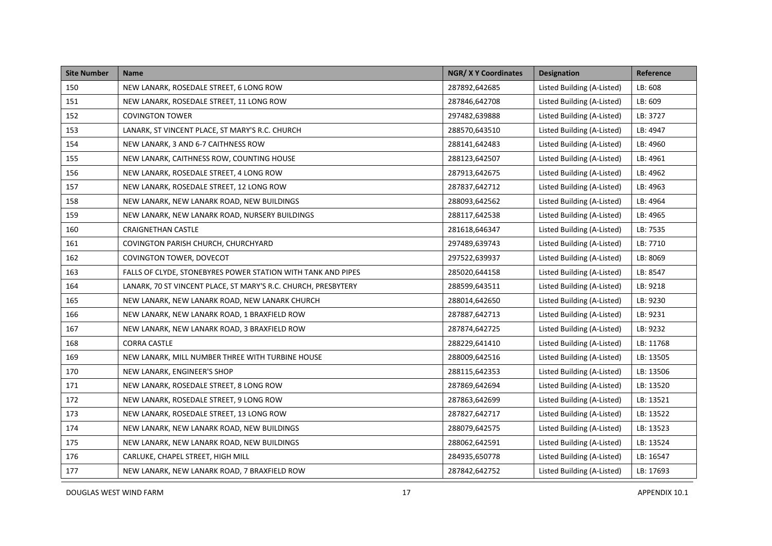| Site Number | Name | NGR/ X Y Coordinates | Designation | Reference |
|---|---|---|---|---|
| 150 | NEW LANARK, ROSEDALE STREET, 6 LONG ROW | 287892,642685 | Listed Building (A-Listed) | LB: 608 |
| 151 | NEW LANARK, ROSEDALE STREET, 11 LONG ROW | 287846,642708 | Listed Building (A-Listed) | LB: 609 |
| 152 | COVINGTON TOWER | 297482,639888 | Listed Building (A-Listed) | LB: 3727 |
| 153 | LANARK, ST VINCENT PLACE, ST MARY'S R.C. CHURCH | 288570,643510 | Listed Building (A-Listed) | LB: 4947 |
| 154 | NEW LANARK, 3 AND 6-7 CAITHNESS ROW | 288141,642483 | Listed Building (A-Listed) | LB: 4960 |
| 155 | NEW LANARK, CAITHNESS ROW, COUNTING HOUSE | 288123,642507 | Listed Building (A-Listed) | LB: 4961 |
| 156 | NEW LANARK, ROSEDALE STREET, 4 LONG ROW | 287913,642675 | Listed Building (A-Listed) | LB: 4962 |
| 157 | NEW LANARK, ROSEDALE STREET, 12 LONG ROW | 287837,642712 | Listed Building (A-Listed) | LB: 4963 |
| 158 | NEW LANARK, NEW LANARK ROAD, NEW BUILDINGS | 288093,642562 | Listed Building (A-Listed) | LB: 4964 |
| 159 | NEW LANARK, NEW LANARK ROAD, NURSERY BUILDINGS | 288117,642538 | Listed Building (A-Listed) | LB: 4965 |
| 160 | CRAIGNETHAN CASTLE | 281618,646347 | Listed Building (A-Listed) | LB: 7535 |
| 161 | COVINGTON PARISH CHURCH, CHURCHYARD | 297489,639743 | Listed Building (A-Listed) | LB: 7710 |
| 162 | COVINGTON TOWER, DOVECOT | 297522,639937 | Listed Building (A-Listed) | LB: 8069 |
| 163 | FALLS OF CLYDE, STONEBYRES POWER STATION WITH TANK AND PIPES | 285020,644158 | Listed Building (A-Listed) | LB: 8547 |
| 164 | LANARK, 70 ST VINCENT PLACE, ST MARY'S R.C. CHURCH, PRESBYTERY | 288599,643511 | Listed Building (A-Listed) | LB: 9218 |
| 165 | NEW LANARK, NEW LANARK ROAD, NEW LANARK CHURCH | 288014,642650 | Listed Building (A-Listed) | LB: 9230 |
| 166 | NEW LANARK, NEW LANARK ROAD, 1 BRAXFIELD ROW | 287887,642713 | Listed Building (A-Listed) | LB: 9231 |
| 167 | NEW LANARK, NEW LANARK ROAD, 3 BRAXFIELD ROW | 287874,642725 | Listed Building (A-Listed) | LB: 9232 |
| 168 | CORRA CASTLE | 288229,641410 | Listed Building (A-Listed) | LB: 11768 |
| 169 | NEW LANARK, MILL NUMBER THREE WITH TURBINE HOUSE | 288009,642516 | Listed Building (A-Listed) | LB: 13505 |
| 170 | NEW LANARK, ENGINEER'S SHOP | 288115,642353 | Listed Building (A-Listed) | LB: 13506 |
| 171 | NEW LANARK, ROSEDALE STREET, 8 LONG ROW | 287869,642694 | Listed Building (A-Listed) | LB: 13520 |
| 172 | NEW LANARK, ROSEDALE STREET, 9 LONG ROW | 287863,642699 | Listed Building (A-Listed) | LB: 13521 |
| 173 | NEW LANARK, ROSEDALE STREET, 13 LONG ROW | 287827,642717 | Listed Building (A-Listed) | LB: 13522 |
| 174 | NEW LANARK, NEW LANARK ROAD, NEW BUILDINGS | 288079,642575 | Listed Building (A-Listed) | LB: 13523 |
| 175 | NEW LANARK, NEW LANARK ROAD, NEW BUILDINGS | 288062,642591 | Listed Building (A-Listed) | LB: 13524 |
| 176 | CARLUKE, CHAPEL STREET, HIGH MILL | 284935,650778 | Listed Building (A-Listed) | LB: 16547 |
| 177 | NEW LANARK, NEW LANARK ROAD, 7 BRAXFIELD ROW | 287842,642752 | Listed Building (A-Listed) | LB: 17693 |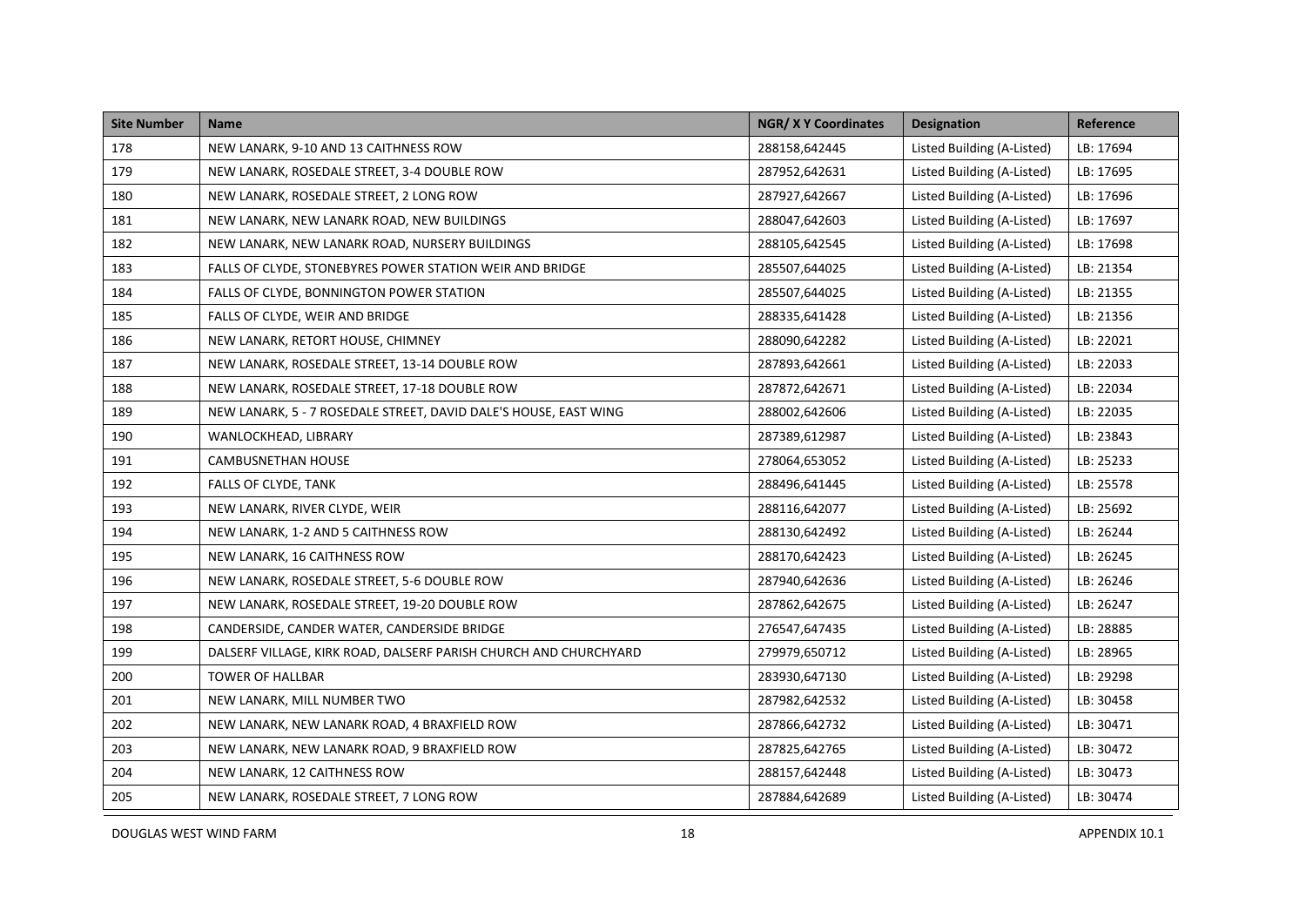| Site Number | Name | NGR/ X Y Coordinates | Designation | Reference |
|---|---|---|---|---|
| 178 | NEW LANARK, 9-10 AND 13 CAITHNESS ROW | 288158,642445 | Listed Building (A-Listed) | LB: 17694 |
| 179 | NEW LANARK, ROSEDALE STREET, 3-4 DOUBLE ROW | 287952,642631 | Listed Building (A-Listed) | LB: 17695 |
| 180 | NEW LANARK, ROSEDALE STREET, 2 LONG ROW | 287927,642667 | Listed Building (A-Listed) | LB: 17696 |
| 181 | NEW LANARK, NEW LANARK ROAD, NEW BUILDINGS | 288047,642603 | Listed Building (A-Listed) | LB: 17697 |
| 182 | NEW LANARK, NEW LANARK ROAD, NURSERY BUILDINGS | 288105,642545 | Listed Building (A-Listed) | LB: 17698 |
| 183 | FALLS OF CLYDE, STONEBYRES POWER STATION WEIR AND BRIDGE | 285507,644025 | Listed Building (A-Listed) | LB: 21354 |
| 184 | FALLS OF CLYDE, BONNINGTON POWER STATION | 285507,644025 | Listed Building (A-Listed) | LB: 21355 |
| 185 | FALLS OF CLYDE, WEIR AND BRIDGE | 288335,641428 | Listed Building (A-Listed) | LB: 21356 |
| 186 | NEW LANARK, RETORT HOUSE, CHIMNEY | 288090,642282 | Listed Building (A-Listed) | LB: 22021 |
| 187 | NEW LANARK, ROSEDALE STREET, 13-14 DOUBLE ROW | 287893,642661 | Listed Building (A-Listed) | LB: 22033 |
| 188 | NEW LANARK, ROSEDALE STREET, 17-18 DOUBLE ROW | 287872,642671 | Listed Building (A-Listed) | LB: 22034 |
| 189 | NEW LANARK, 5 - 7 ROSEDALE STREET, DAVID DALE'S HOUSE, EAST WING | 288002,642606 | Listed Building (A-Listed) | LB: 22035 |
| 190 | WANLOCKHEAD, LIBRARY | 287389,612987 | Listed Building (A-Listed) | LB: 23843 |
| 191 | CAMBUSNETHAN HOUSE | 278064,653052 | Listed Building (A-Listed) | LB: 25233 |
| 192 | FALLS OF CLYDE, TANK | 288496,641445 | Listed Building (A-Listed) | LB: 25578 |
| 193 | NEW LANARK, RIVER CLYDE, WEIR | 288116,642077 | Listed Building (A-Listed) | LB: 25692 |
| 194 | NEW LANARK, 1-2 AND 5 CAITHNESS ROW | 288130,642492 | Listed Building (A-Listed) | LB: 26244 |
| 195 | NEW LANARK, 16 CAITHNESS ROW | 288170,642423 | Listed Building (A-Listed) | LB: 26245 |
| 196 | NEW LANARK, ROSEDALE STREET, 5-6 DOUBLE ROW | 287940,642636 | Listed Building (A-Listed) | LB: 26246 |
| 197 | NEW LANARK, ROSEDALE STREET, 19-20 DOUBLE ROW | 287862,642675 | Listed Building (A-Listed) | LB: 26247 |
| 198 | CANDERSIDE, CANDER WATER, CANDERSIDE BRIDGE | 276547,647435 | Listed Building (A-Listed) | LB: 28885 |
| 199 | DALSERF VILLAGE, KIRK ROAD, DALSERF PARISH CHURCH AND CHURCHYARD | 279979,650712 | Listed Building (A-Listed) | LB: 28965 |
| 200 | TOWER OF HALLBAR | 283930,647130 | Listed Building (A-Listed) | LB: 29298 |
| 201 | NEW LANARK, MILL NUMBER TWO | 287982,642532 | Listed Building (A-Listed) | LB: 30458 |
| 202 | NEW LANARK, NEW LANARK ROAD, 4 BRAXFIELD ROW | 287866,642732 | Listed Building (A-Listed) | LB: 30471 |
| 203 | NEW LANARK, NEW LANARK ROAD, 9 BRAXFIELD ROW | 287825,642765 | Listed Building (A-Listed) | LB: 30472 |
| 204 | NEW LANARK, 12 CAITHNESS ROW | 288157,642448 | Listed Building (A-Listed) | LB: 30473 |
| 205 | NEW LANARK, ROSEDALE STREET, 7 LONG ROW | 287884,642689 | Listed Building (A-Listed) | LB: 30474 |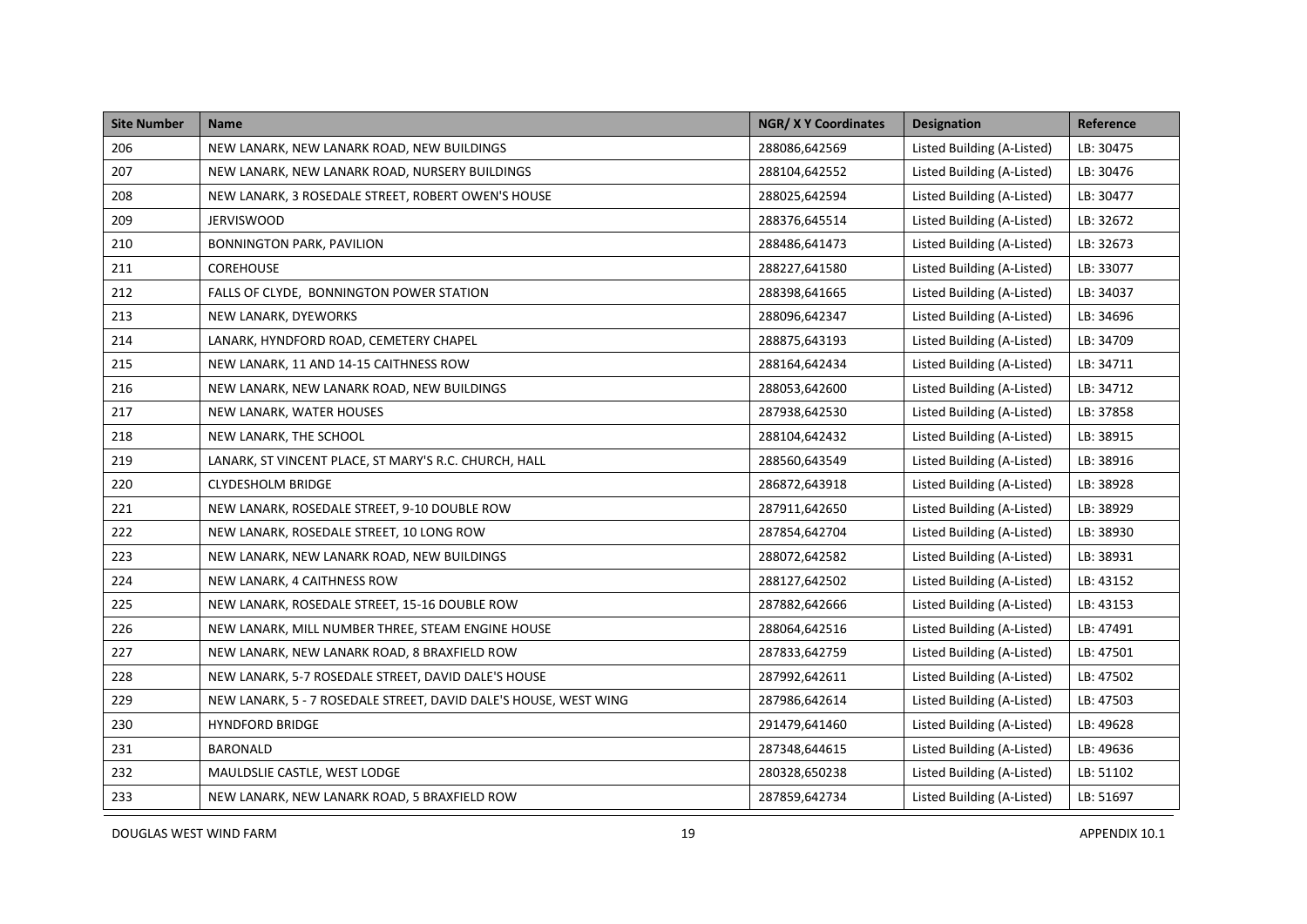| Site Number | Name | NGR/ X Y Coordinates | Designation | Reference |
|---|---|---|---|---|
| 206 | NEW LANARK, NEW LANARK ROAD, NEW BUILDINGS | 288086,642569 | Listed Building (A-Listed) | LB: 30475 |
| 207 | NEW LANARK, NEW LANARK ROAD, NURSERY BUILDINGS | 288104,642552 | Listed Building (A-Listed) | LB: 30476 |
| 208 | NEW LANARK, 3 ROSEDALE STREET, ROBERT OWEN'S HOUSE | 288025,642594 | Listed Building (A-Listed) | LB: 30477 |
| 209 | JERVISWOOD | 288376,645514 | Listed Building (A-Listed) | LB: 32672 |
| 210 | BONNINGTON PARK, PAVILION | 288486,641473 | Listed Building (A-Listed) | LB: 32673 |
| 211 | COREHOUSE | 288227,641580 | Listed Building (A-Listed) | LB: 33077 |
| 212 | FALLS OF CLYDE, BONNINGTON POWER STATION | 288398,641665 | Listed Building (A-Listed) | LB: 34037 |
| 213 | NEW LANARK, DYEWORKS | 288096,642347 | Listed Building (A-Listed) | LB: 34696 |
| 214 | LANARK, HYNDFORD ROAD, CEMETERY CHAPEL | 288875,643193 | Listed Building (A-Listed) | LB: 34709 |
| 215 | NEW LANARK, 11 AND 14-15 CAITHNESS ROW | 288164,642434 | Listed Building (A-Listed) | LB: 34711 |
| 216 | NEW LANARK, NEW LANARK ROAD, NEW BUILDINGS | 288053,642600 | Listed Building (A-Listed) | LB: 34712 |
| 217 | NEW LANARK, WATER HOUSES | 287938,642530 | Listed Building (A-Listed) | LB: 37858 |
| 218 | NEW LANARK, THE SCHOOL | 288104,642432 | Listed Building (A-Listed) | LB: 38915 |
| 219 | LANARK, ST VINCENT PLACE, ST MARY'S R.C. CHURCH, HALL | 288560,643549 | Listed Building (A-Listed) | LB: 38916 |
| 220 | CLYDESHOLM BRIDGE | 286872,643918 | Listed Building (A-Listed) | LB: 38928 |
| 221 | NEW LANARK, ROSEDALE STREET, 9-10 DOUBLE ROW | 287911,642650 | Listed Building (A-Listed) | LB: 38929 |
| 222 | NEW LANARK, ROSEDALE STREET, 10 LONG ROW | 287854,642704 | Listed Building (A-Listed) | LB: 38930 |
| 223 | NEW LANARK, NEW LANARK ROAD, NEW BUILDINGS | 288072,642582 | Listed Building (A-Listed) | LB: 38931 |
| 224 | NEW LANARK, 4 CAITHNESS ROW | 288127,642502 | Listed Building (A-Listed) | LB: 43152 |
| 225 | NEW LANARK, ROSEDALE STREET, 15-16 DOUBLE ROW | 287882,642666 | Listed Building (A-Listed) | LB: 43153 |
| 226 | NEW LANARK, MILL NUMBER THREE, STEAM ENGINE HOUSE | 288064,642516 | Listed Building (A-Listed) | LB: 47491 |
| 227 | NEW LANARK, NEW LANARK ROAD, 8 BRAXFIELD ROW | 287833,642759 | Listed Building (A-Listed) | LB: 47501 |
| 228 | NEW LANARK, 5-7 ROSEDALE STREET, DAVID DALE'S HOUSE | 287992,642611 | Listed Building (A-Listed) | LB: 47502 |
| 229 | NEW LANARK, 5 - 7 ROSEDALE STREET, DAVID DALE'S HOUSE, WEST WING | 287986,642614 | Listed Building (A-Listed) | LB: 47503 |
| 230 | HYNDFORD BRIDGE | 291479,641460 | Listed Building (A-Listed) | LB: 49628 |
| 231 | BARONALD | 287348,644615 | Listed Building (A-Listed) | LB: 49636 |
| 232 | MAULDSLIE CASTLE, WEST LODGE | 280328,650238 | Listed Building (A-Listed) | LB: 51102 |
| 233 | NEW LANARK, NEW LANARK ROAD, 5 BRAXFIELD ROW | 287859,642734 | Listed Building (A-Listed) | LB: 51697 |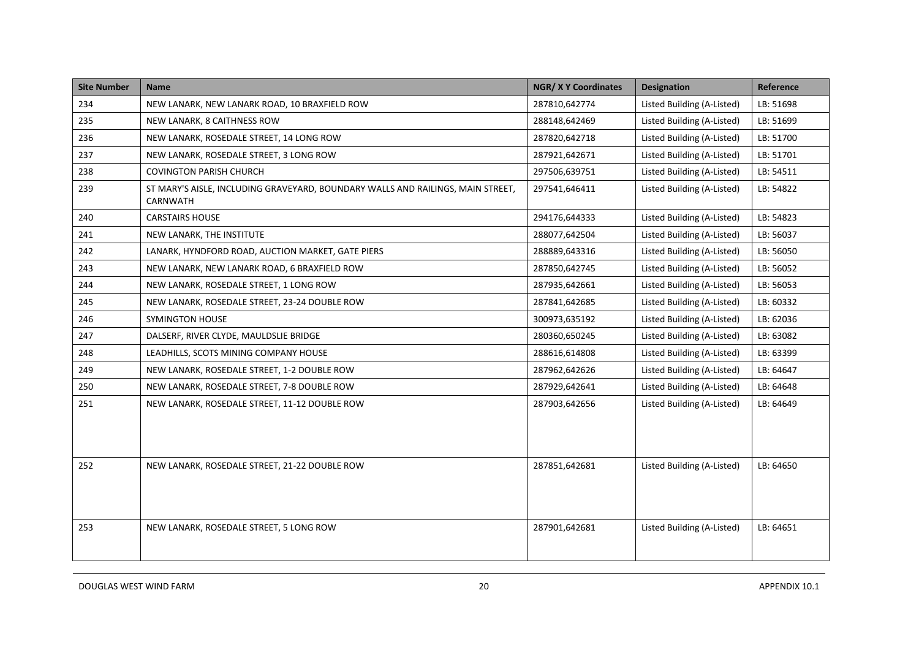| Site Number | Name | NGR/ X Y Coordinates | Designation | Reference |
|---|---|---|---|---|
| 234 | NEW LANARK, NEW LANARK ROAD, 10 BRAXFIELD ROW | 287810,642774 | Listed Building (A-Listed) | LB: 51698 |
| 235 | NEW LANARK, 8 CAITHNESS ROW | 288148,642469 | Listed Building (A-Listed) | LB: 51699 |
| 236 | NEW LANARK, ROSEDALE STREET, 14 LONG ROW | 287820,642718 | Listed Building (A-Listed) | LB: 51700 |
| 237 | NEW LANARK, ROSEDALE STREET, 3 LONG ROW | 287921,642671 | Listed Building (A-Listed) | LB: 51701 |
| 238 | COVINGTON PARISH CHURCH | 297506,639751 | Listed Building (A-Listed) | LB: 54511 |
| 239 | ST MARY'S AISLE, INCLUDING GRAVEYARD, BOUNDARY WALLS AND RAILINGS, MAIN STREET, CARNWATH | 297541,646411 | Listed Building (A-Listed) | LB: 54822 |
| 240 | CARSTAIRS HOUSE | 294176,644333 | Listed Building (A-Listed) | LB: 54823 |
| 241 | NEW LANARK, THE INSTITUTE | 288077,642504 | Listed Building (A-Listed) | LB: 56037 |
| 242 | LANARK, HYNDFORD ROAD, AUCTION MARKET, GATE PIERS | 288889,643316 | Listed Building (A-Listed) | LB: 56050 |
| 243 | NEW LANARK, NEW LANARK ROAD, 6 BRAXFIELD ROW | 287850,642745 | Listed Building (A-Listed) | LB: 56052 |
| 244 | NEW LANARK, ROSEDALE STREET, 1 LONG ROW | 287935,642661 | Listed Building (A-Listed) | LB: 56053 |
| 245 | NEW LANARK, ROSEDALE STREET, 23-24 DOUBLE ROW | 287841,642685 | Listed Building (A-Listed) | LB: 60332 |
| 246 | SYMINGTON HOUSE | 300973,635192 | Listed Building (A-Listed) | LB: 62036 |
| 247 | DALSERF, RIVER CLYDE, MAULDSLIE BRIDGE | 280360,650245 | Listed Building (A-Listed) | LB: 63082 |
| 248 | LEADHILLS, SCOTS MINING COMPANY HOUSE | 288616,614808 | Listed Building (A-Listed) | LB: 63399 |
| 249 | NEW LANARK, ROSEDALE STREET, 1-2 DOUBLE ROW | 287962,642626 | Listed Building (A-Listed) | LB: 64647 |
| 250 | NEW LANARK, ROSEDALE STREET, 7-8 DOUBLE ROW | 287929,642641 | Listed Building (A-Listed) | LB: 64648 |
| 251 | NEW LANARK, ROSEDALE STREET, 11-12 DOUBLE ROW | 287903,642656 | Listed Building (A-Listed) | LB: 64649 |
| 252 | NEW LANARK, ROSEDALE STREET, 21-22 DOUBLE ROW | 287851,642681 | Listed Building (A-Listed) | LB: 64650 |
| 253 | NEW LANARK, ROSEDALE STREET, 5 LONG ROW | 287901,642681 | Listed Building (A-Listed) | LB: 64651 |